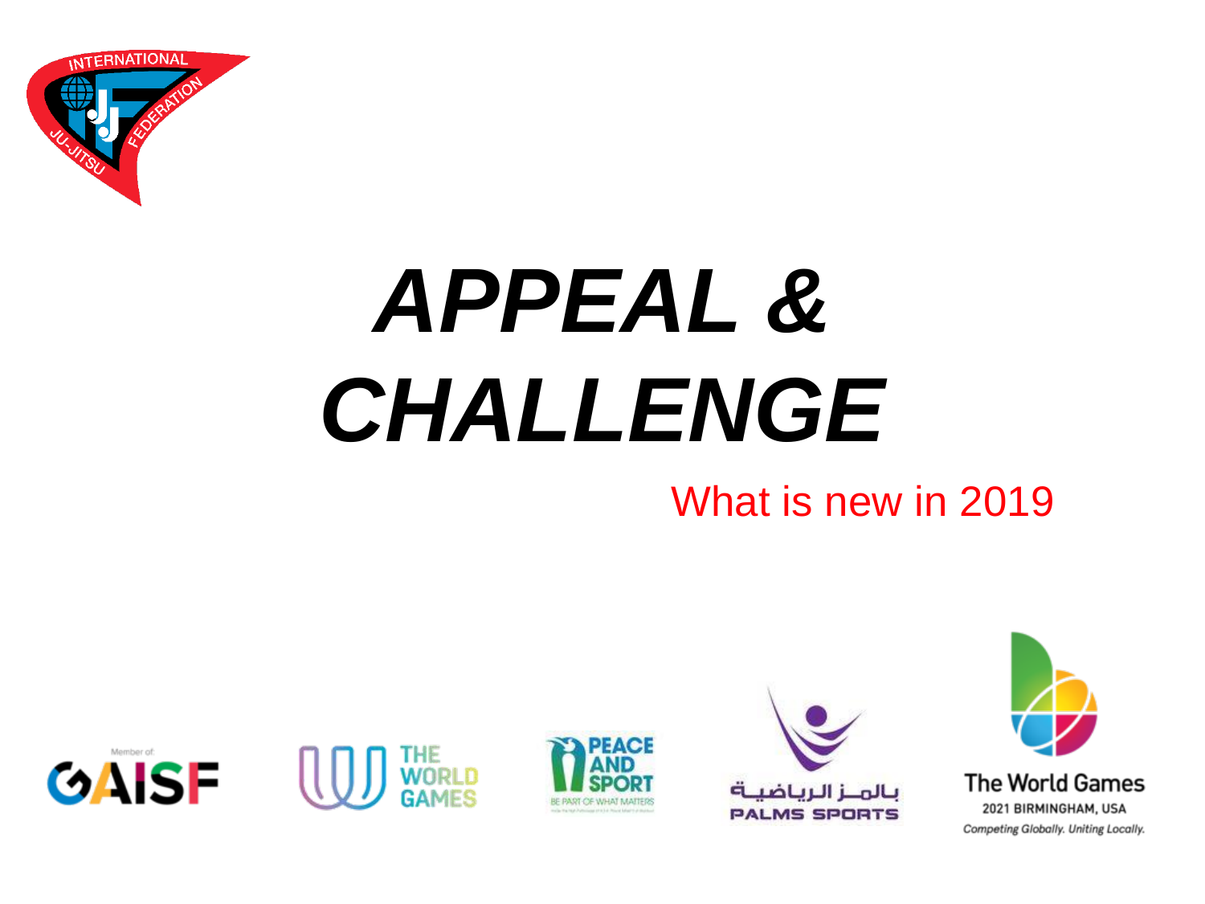# *APPEAL & CHALLENGE*

What is new in 2019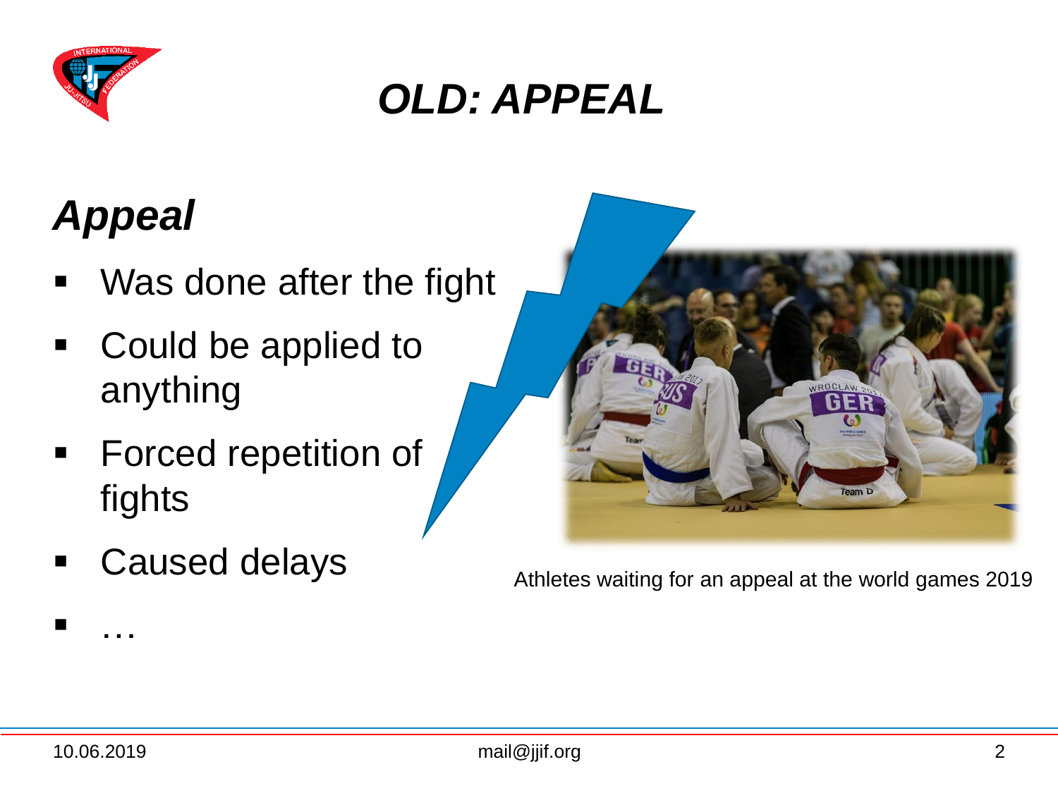# *OLD: APPEAL*

## *Appeal*

- Was done after the fight
- Could be applied to anything
- Forced repetition of fights
- Caused delays
- …

Athletes waiting for an appeal at the world games 2019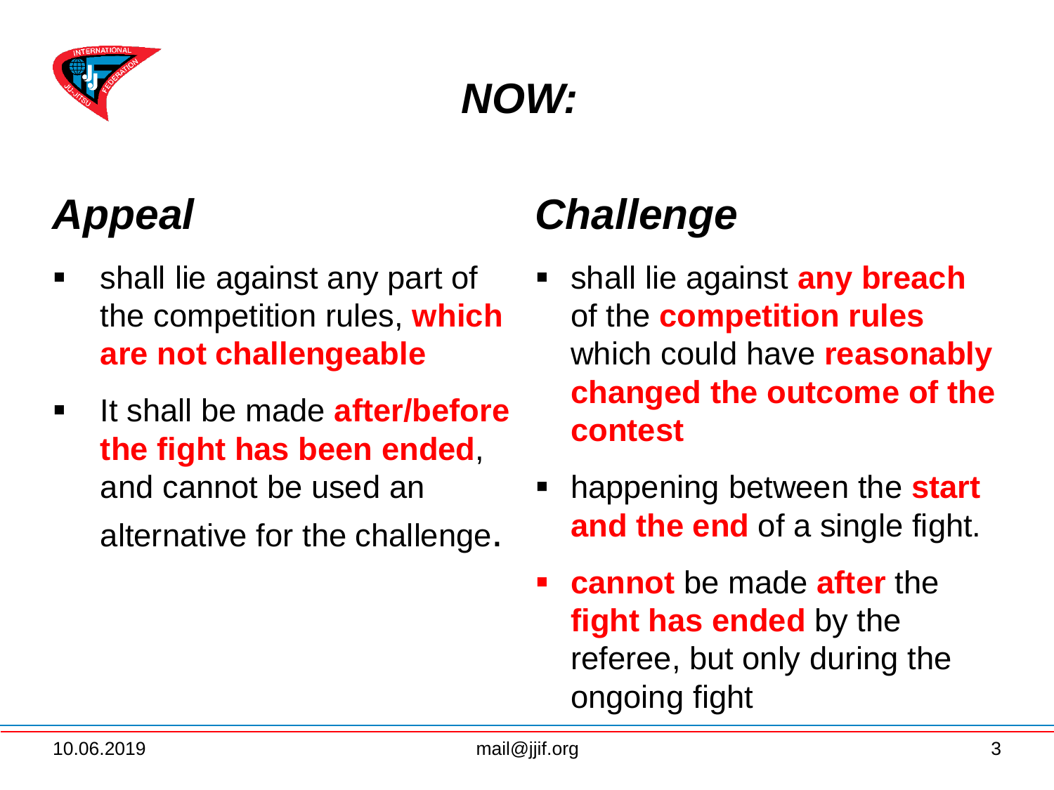# *NOW:*

## *Appeal*

- shall lie against any part of the competition rules, **which are not challengeable**
- It shall be made **after/before the fight has been ended**, and cannot be used an alternative for the challenge**.**

## *Challenge*

- shall lie against **any breach** of the **competition rules** which could have **reasonably changed the outcome of the contest**
- happening between the **start and the end** of a single fight.
- **cannot** be made **after** the **fight has ended** by the referee, but only during the ongoing fight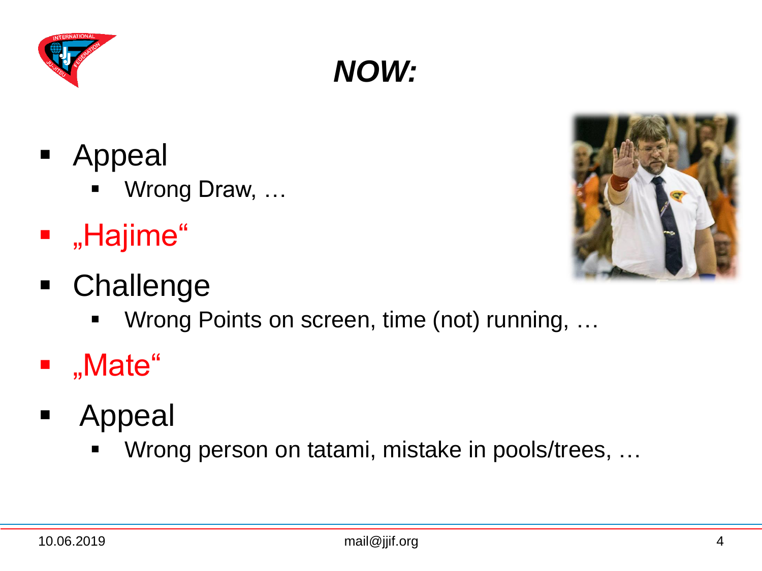# *NOW:*

- Appeal
  - Wrong Draw, …
- „Hajime“
- Challenge
  - Wrong Points on screen, time (not) running, …
- „Mate“
- Appeal
  - Wrong person on tatami, mistake in pools/trees, …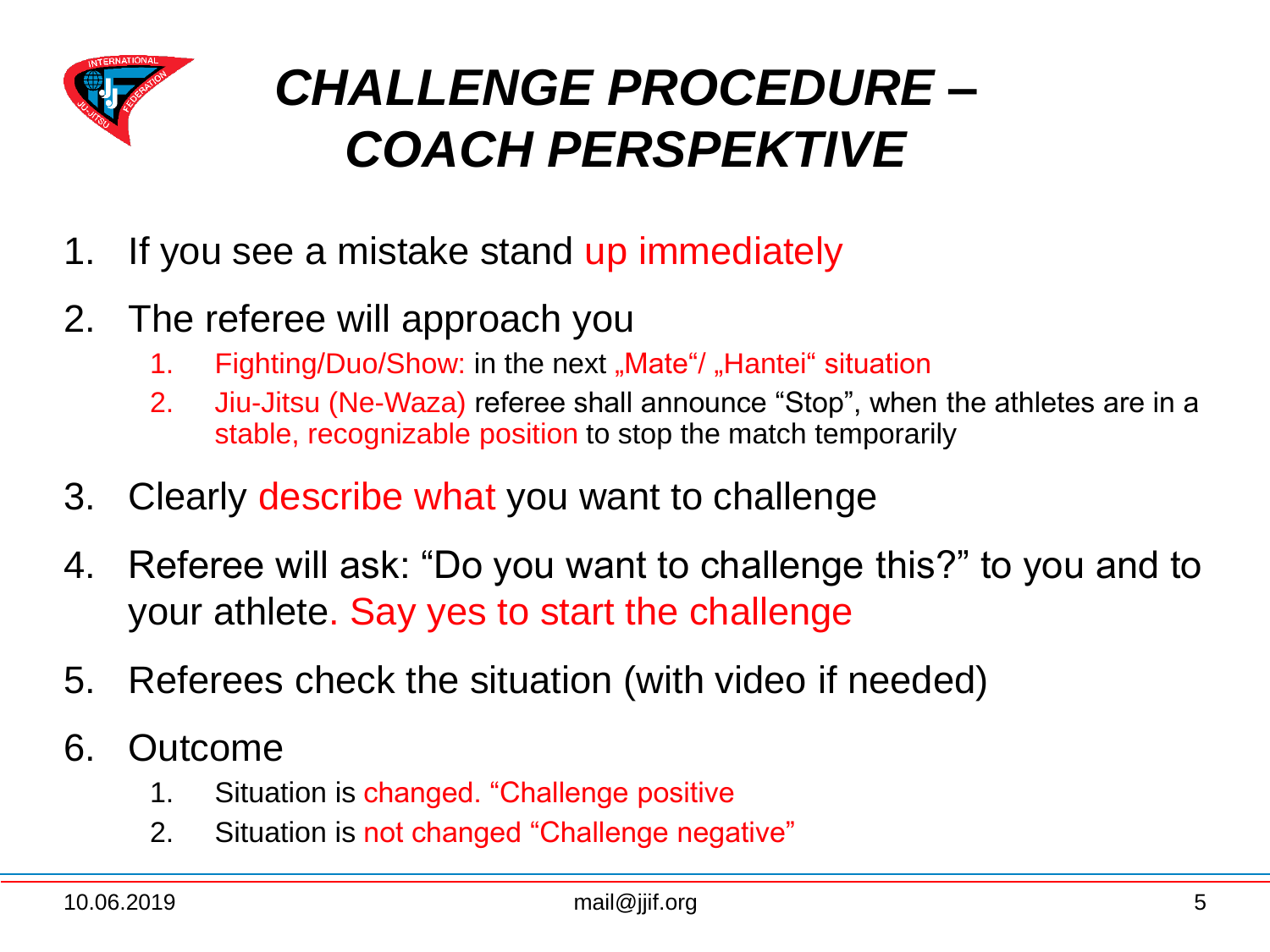# *CHALLENGE PROCEDURE – COACH PERSPEKTIVE*

1. If you see a mistake stand up immediately
2. The referee will approach you
    1. Fighting/Duo/Show: in the next „Mate"/ „Hantei" situation
    2. Jiu-Jitsu (Ne-Waza) referee shall announce "Stop", when the athletes are in a stable, recognizable position to stop the match temporarily
3. Clearly describe what you want to challenge
4. Referee will ask: "Do you want to challenge this?" to you and to your athlete. Say yes to start the challenge
5. Referees check the situation (with video if needed)
6. Outcome
    1. Situation is changed. "Challenge positive
    2. Situation is not changed "Challenge negative"

10.06.2019 mail@jjif.org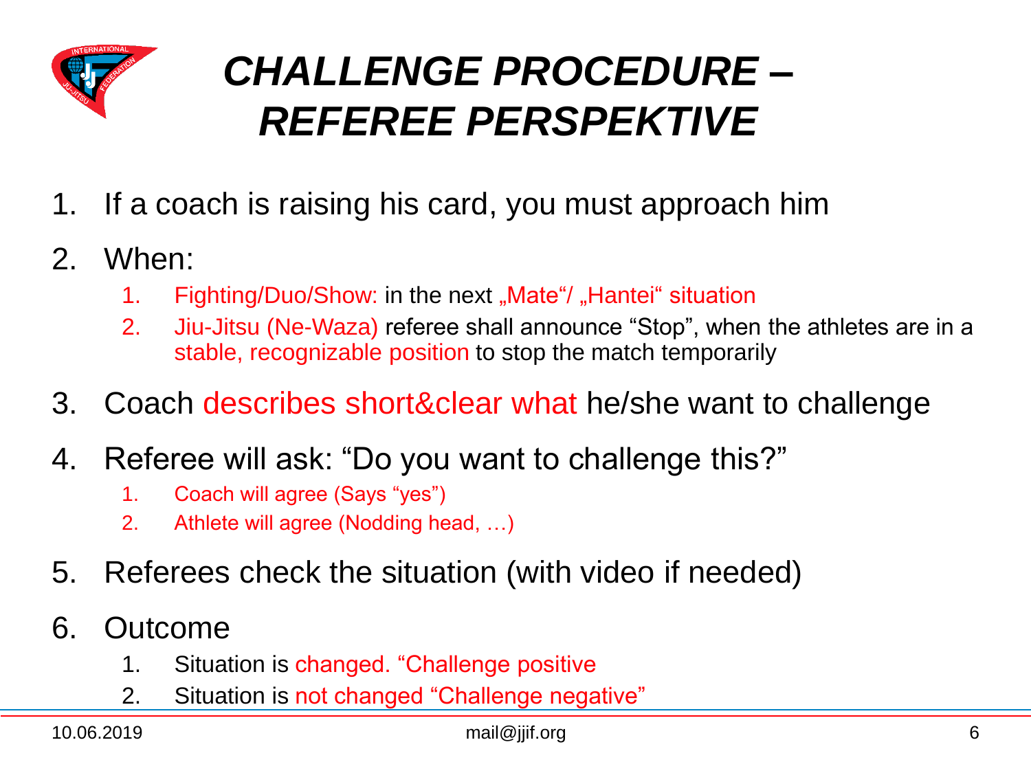# *CHALLENGE PROCEDURE – REFEREE PERSPEKTIVE*

1. If a coach is raising his card, you must approach him
2. When:
    1. Fighting/Duo/Show: in the next „Mate"/ „Hantei" situation
    2. Jiu-Jitsu (Ne-Waza) referee shall announce "Stop", when the athletes are in a stable, recognizable position to stop the match temporarily
3. Coach describes short&clear what he/she want to challenge
4. Referee will ask: "Do you want to challenge this?"
    1. Coach will agree (Says "yes")
    2. Athlete will agree (Nodding head, …)
5. Referees check the situation (with video if needed)
6. Outcome
    1. Situation is changed. "Challenge positive
    2. Situation is not changed "Challenge negative"

10.06.2019 mail@jjif.org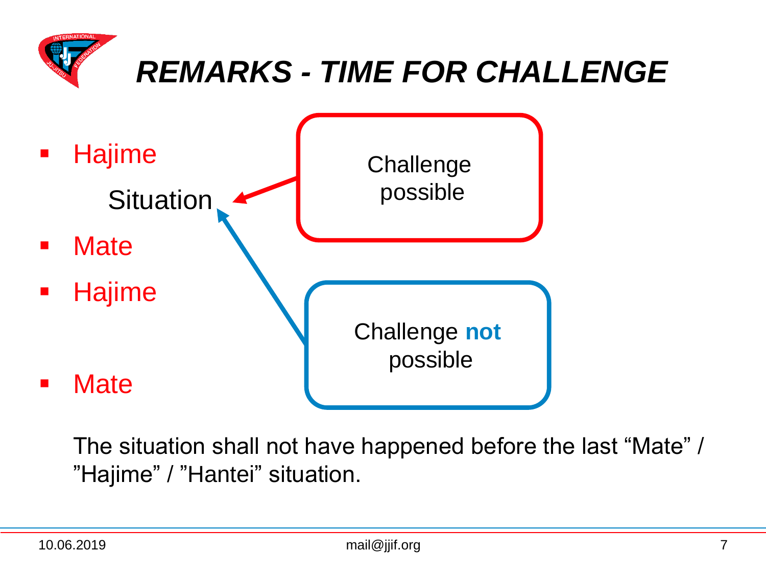# REMARKS - TIME FOR CHALLENGE

- Hajime

  Situation

- Mate
- Hajime
- Mate

Challenge possible

Challenge **not** possible

The situation shall not have happened before the last "Mate" / "Hajime" / "Hantei" situation.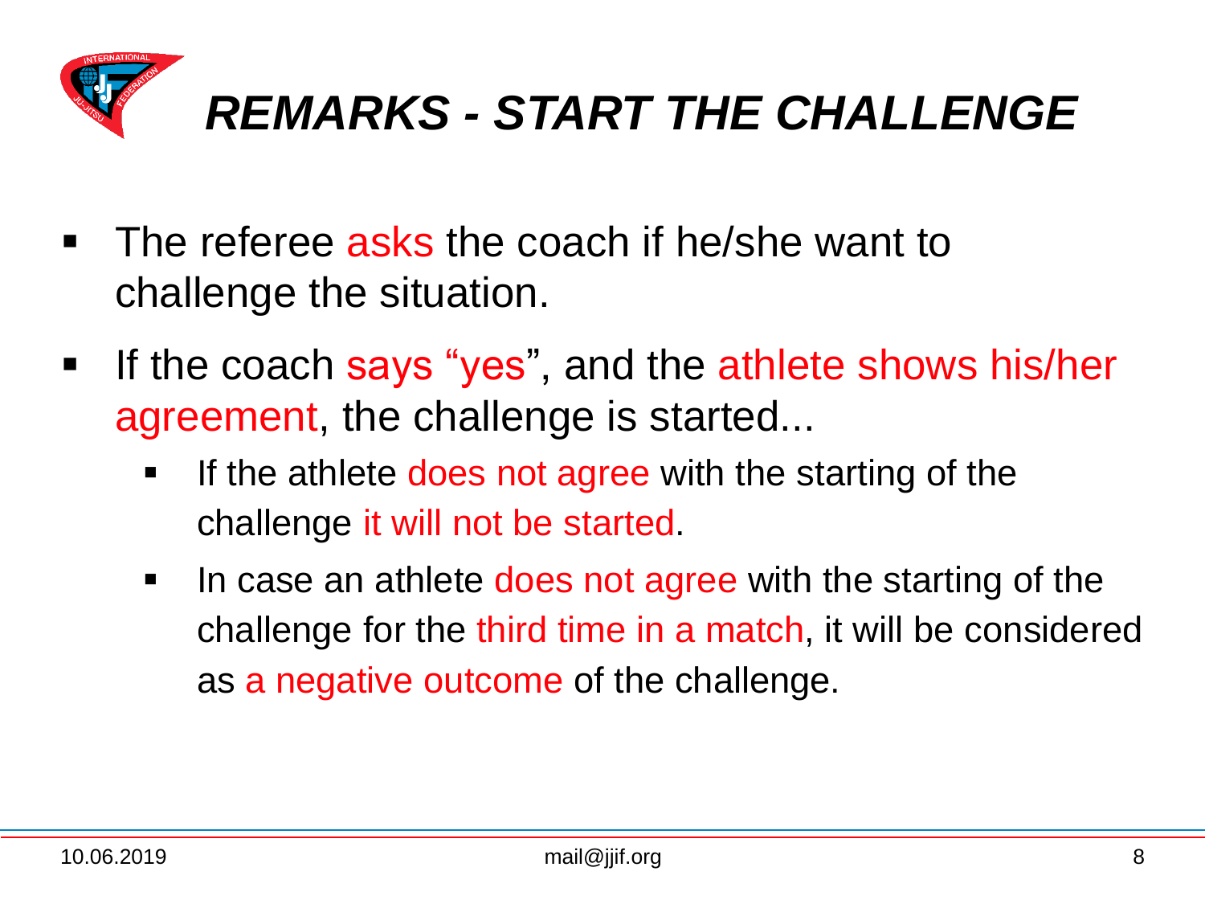# REMARKS - START THE CHALLENGE

- The referee asks the coach if he/she want to challenge the situation.
- If the coach says "yes", and the athlete shows his/her agreement, the challenge is started...
  - If the athlete does not agree with the starting of the challenge it will not be started.
  - In case an athlete does not agree with the starting of the challenge for the third time in a match, it will be considered as a negative outcome of the challenge.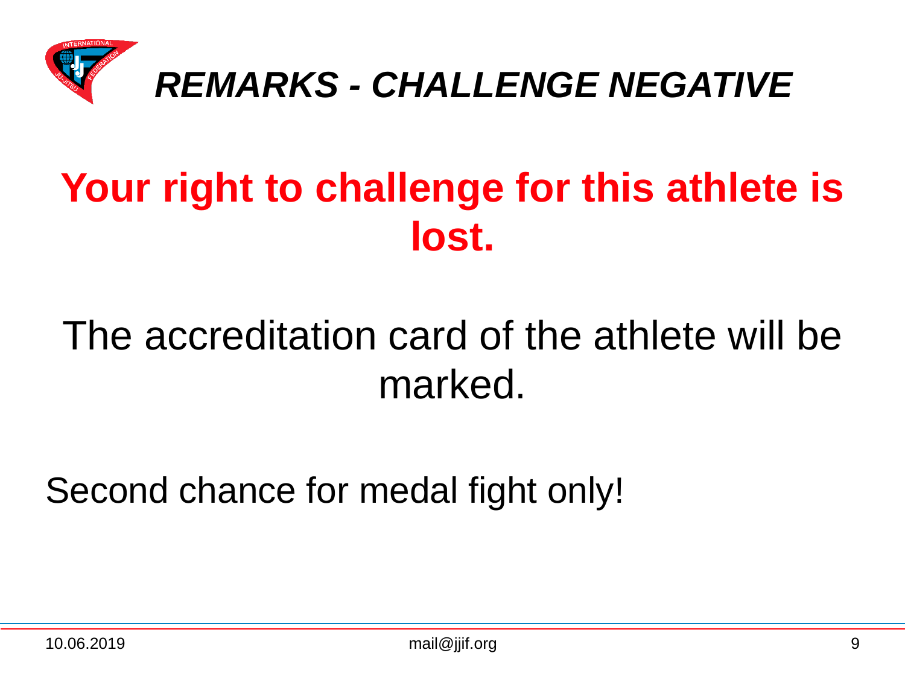# *REMARKS - CHALLENGE NEGATIVE*

**Your right to challenge for this athlete is lost.**

The accreditation card of the athlete will be marked.

Second chance for medal fight only!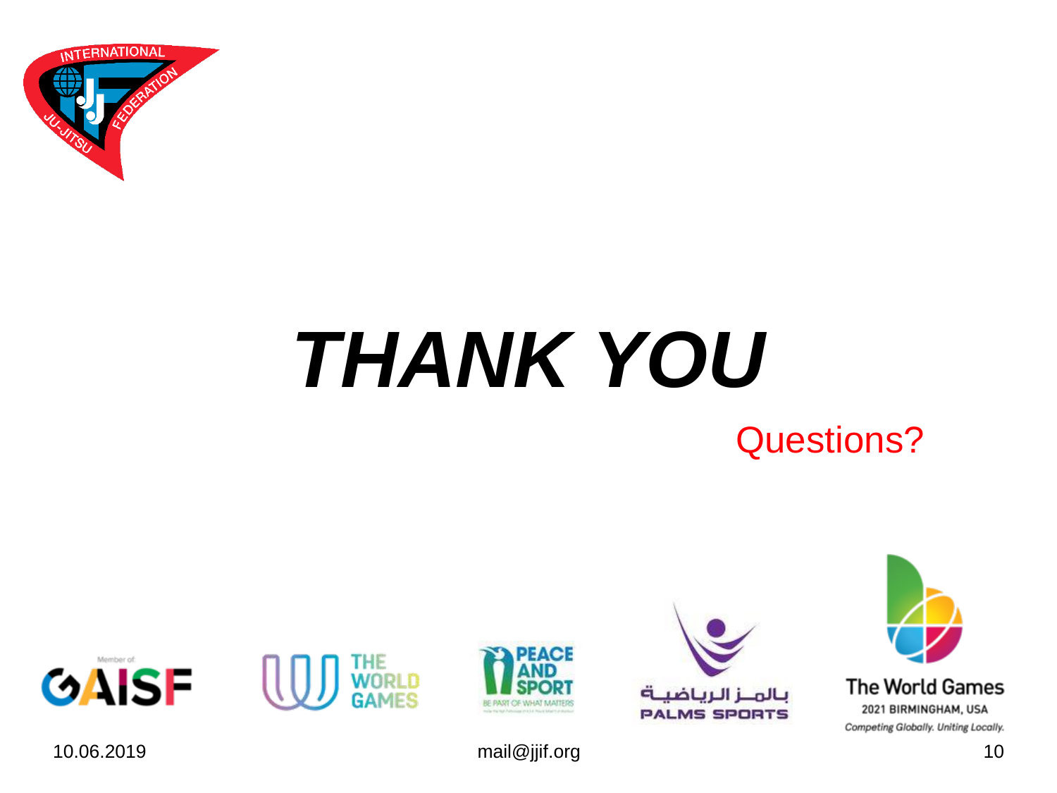# THANK YOU

Questions?